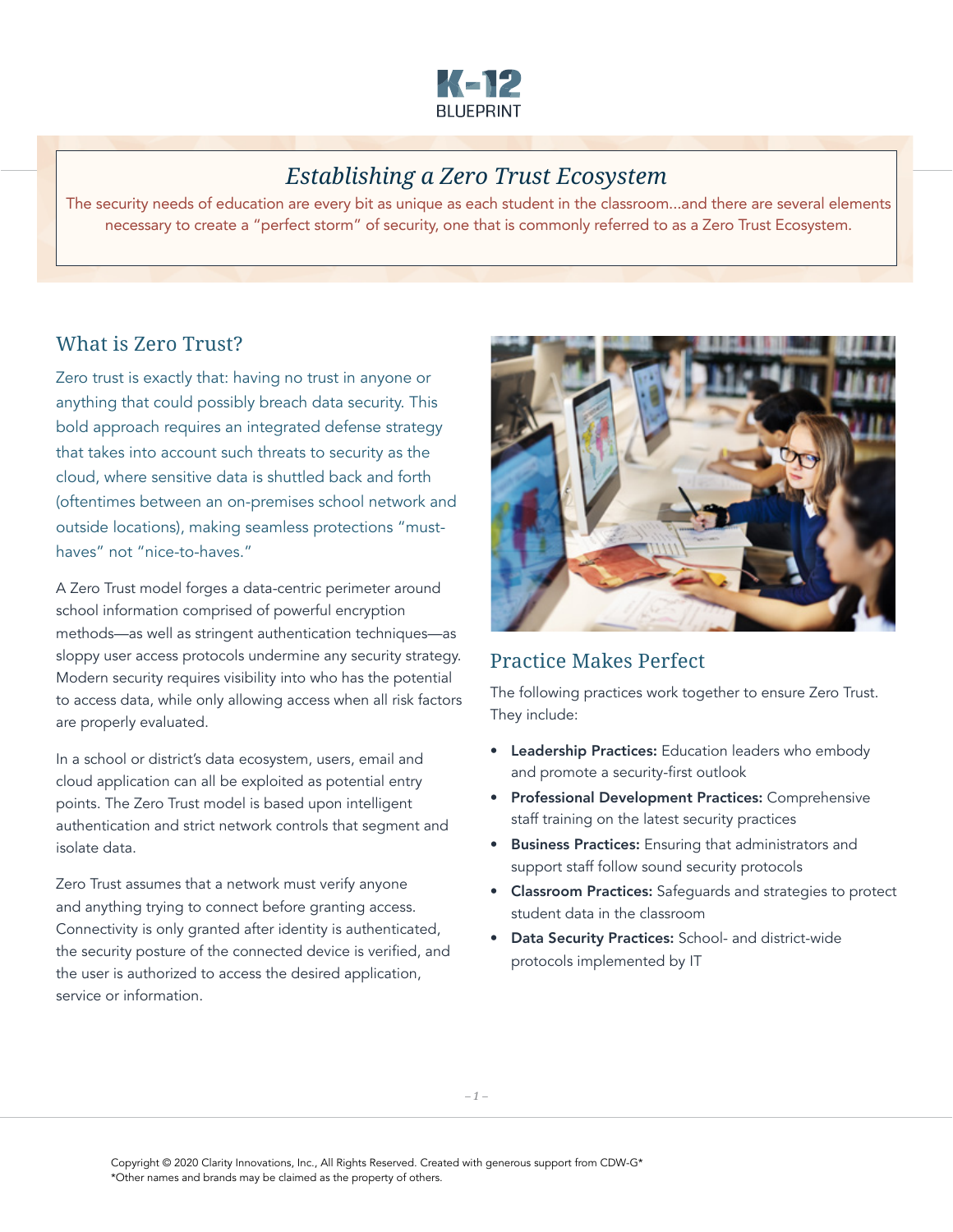K-12 BLUEPRINT

# *Establishing a Zero Trust Ecosystem*

The security needs of education are every bit as unique as each student in the classroom...and there are several elements necessary to create a "perfect storm" of security, one that is commonly referred to as a Zero Trust Ecosystem.

## What is Zero Trust?

Zero trust is exactly that: having no trust in anyone or anything that could possibly breach data security. This bold approach requires an integrated defense strategy that takes into account such threats to security as the cloud, where sensitive data is shuttled back and forth (oftentimes between an on-premises school network and outside locations), making seamless protections "must-haves" not "nice-to-haves."

A Zero Trust model forges a data-centric perimeter around school information comprised of powerful encryption methods—as well as stringent authentication techniques—as sloppy user access protocols undermine any security strategy. Modern security requires visibility into who has the potential to access data, while only allowing access when all risk factors are properly evaluated.

In a school or district's data ecosystem, users, email and cloud application can all be exploited as potential entry points. The Zero Trust model is based upon intelligent authentication and strict network controls that segment and isolate data.

Zero Trust assumes that a network must verify anyone and anything trying to connect before granting access. Connectivity is only granted after identity is authenticated, the security posture of the connected device is verified, and the user is authorized to access the desired application, service or information.

## Practice Makes Perfect

The following practices work together to ensure Zero Trust. They include:

- **Leadership Practices:** Education leaders who embody and promote a security-first outlook
- **Professional Development Practices:** Comprehensive staff training on the latest security practices
- **Business Practices:** Ensuring that administrators and support staff follow sound security protocols
- **Classroom Practices:** Safeguards and strategies to protect student data in the classroom
- **Data Security Practices:** School- and district-wide protocols implemented by IT

Copyright © 2020 Clarity Innovations, Inc., All Rights Reserved. Created with generous support from CDW-G*
*Other names and brands may be claimed as the property of others.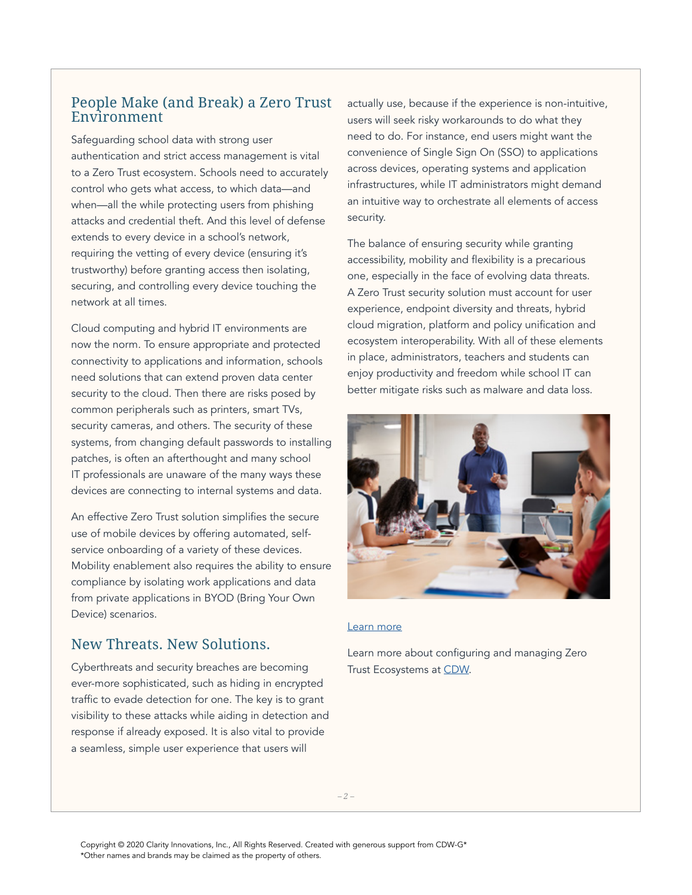## People Make (and Break) a Zero Trust Environment

Safeguarding school data with strong user authentication and strict access management is vital to a Zero Trust ecosystem. Schools need to accurately control who gets what access, to which data—and when—all the while protecting users from phishing attacks and credential theft. And this level of defense extends to every device in a school's network, requiring the vetting of every device (ensuring it's trustworthy) before granting access then isolating, securing, and controlling every device touching the network at all times.

Cloud computing and hybrid IT environments are now the norm. To ensure appropriate and protected connectivity to applications and information, schools need solutions that can extend proven data center security to the cloud. Then there are risks posed by common peripherals such as printers, smart TVs, security cameras, and others. The security of these systems, from changing default passwords to installing patches, is often an afterthought and many school IT professionals are unaware of the many ways these devices are connecting to internal systems and data.

An effective Zero Trust solution simplifies the secure use of mobile devices by offering automated, self-service onboarding of a variety of these devices. Mobility enablement also requires the ability to ensure compliance by isolating work applications and data from private applications in BYOD (Bring Your Own Device) scenarios.

## New Threats. New Solutions.

Cyberthreats and security breaches are becoming ever-more sophisticated, such as hiding in encrypted traffic to evade detection for one. The key is to grant visibility to these attacks while aiding in detection and response if already exposed. It is also vital to provide a seamless, simple user experience that users will actually use, because if the experience is non-intuitive, users will seek risky workarounds to do what they need to do. For instance, end users might want the convenience of Single Sign On (SSO) to applications across devices, operating systems and application infrastructures, while IT administrators might demand an intuitive way to orchestrate all elements of access security.

The balance of ensuring security while granting accessibility, mobility and flexibility is a precarious one, especially in the face of evolving data threats. A Zero Trust security solution must account for user experience, endpoint diversity and threats, hybrid cloud migration, platform and policy unification and ecosystem interoperability. With all of these elements in place, administrators, teachers and students can enjoy productivity and freedom while school IT can better mitigate risks such as malware and data loss.

Learn more

Learn more about configuring and managing Zero Trust Ecosystems at CDW.

Copyright © 2020 Clarity Innovations, Inc., All Rights Reserved. Created with generous support from CDW-G*
*Other names and brands may be claimed as the property of others.